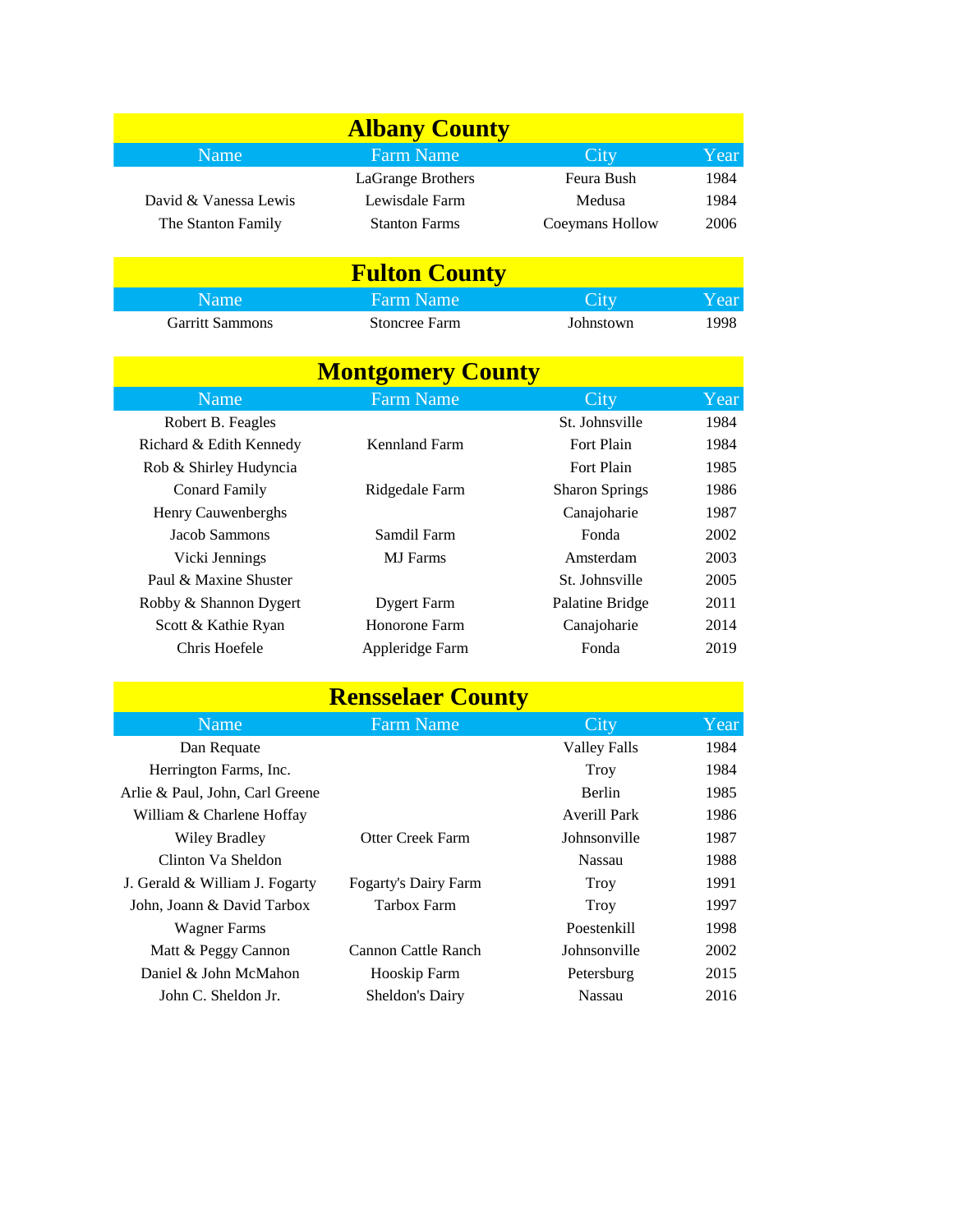## Albany County

| Name | Farm Name | City | Year |
| --- | --- | --- | --- |
| | LaGrange Brothers | Feura Bush | 1984 |
| David & Vanessa Lewis | Lewisdale Farm | Medusa | 1984 |
| The Stanton Family | Stanton Farms | Coeymans Hollow | 2006 |

## Fulton County

| Name | Farm Name | City | Year |
| --- | --- | --- | --- |
| Garritt Sammons | Stoncree Farm | Johnstown | 1998 |

## Montgomery County

| Name | Farm Name | City | Year |
| --- | --- | --- | --- |
| Robert B. Feagles | | St. Johnsville | 1984 |
| Richard & Edith Kennedy | Kennland Farm | Fort Plain | 1984 |
| Rob & Shirley Hudyncia | | Fort Plain | 1985 |
| Conard Family | Ridgedale Farm | Sharon Springs | 1986 |
| Henry Cauwenberghs | | Canajoharie | 1987 |
| Jacob Sammons | Samdil Farm | Fonda | 2002 |
| Vicki Jennings | MJ Farms | Amsterdam | 2003 |
| Paul & Maxine Shuster | | St. Johnsville | 2005 |
| Robby & Shannon Dygert | Dygert Farm | Palatine Bridge | 2011 |
| Scott & Kathie Ryan | Honorone Farm | Canajoharie | 2014 |
| Chris Hoefele | Appleridge Farm | Fonda | 2019 |

## Rensselaer County

| Name | Farm Name | City | Year |
| --- | --- | --- | --- |
| Dan Requate | | Valley Falls | 1984 |
| Herrington Farms, Inc. | | Troy | 1984 |
| Arlie & Paul, John, Carl Greene | | Berlin | 1985 |
| William & Charlene Hoffay | | Averill Park | 1986 |
| Wiley Bradley | Otter Creek Farm | Johnsonville | 1987 |
| Clinton Va Sheldon | | Nassau | 1988 |
| J. Gerald & William J. Fogarty | Fogarty's Dairy Farm | Troy | 1991 |
| John, Joann & David Tarbox | Tarbox Farm | Troy | 1997 |
| Wagner Farms | | Poestenkill | 1998 |
| Matt & Peggy Cannon | Cannon Cattle Ranch | Johnsonville | 2002 |
| Daniel & John McMahon | Hooskip Farm | Petersburg | 2015 |
| John C. Sheldon Jr. | Sheldon's Dairy | Nassau | 2016 |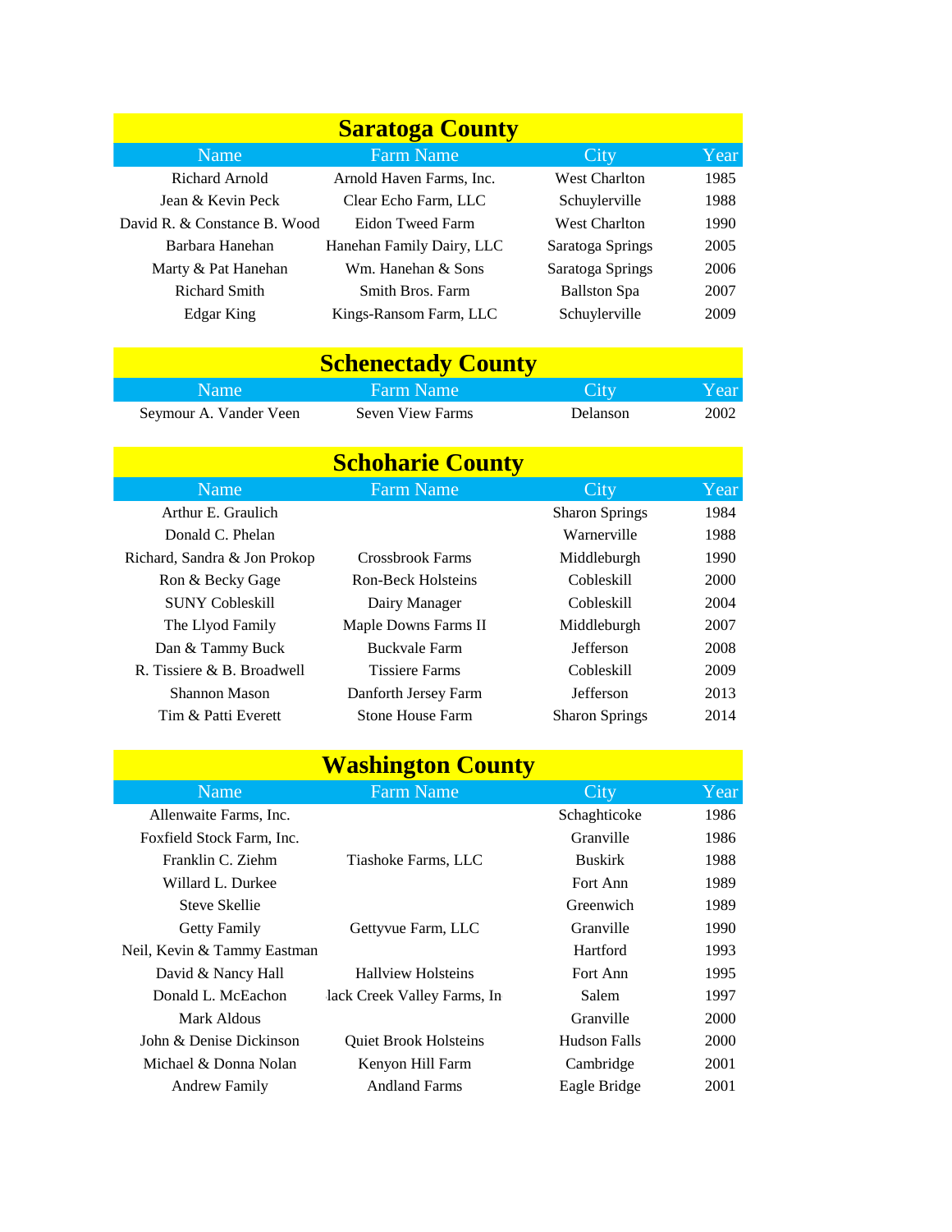## Saratoga County

| Name | Farm Name | City | Year |
|---|---|---|---|
| Richard Arnold | Arnold Haven Farms, Inc. | West Charlton | 1985 |
| Jean & Kevin Peck | Clear Echo Farm, LLC | Schuylerville | 1988 |
| David R. & Constance B. Wood | Eidon Tweed Farm | West Charlton | 1990 |
| Barbara Hanehan | Hanehan Family Dairy, LLC | Saratoga Springs | 2005 |
| Marty & Pat Hanehan | Wm. Hanehan & Sons | Saratoga Springs | 2006 |
| Richard Smith | Smith Bros. Farm | Ballston Spa | 2007 |
| Edgar King | Kings-Ransom Farm, LLC | Schuylerville | 2009 |

## Schenectady County

| Name | Farm Name | City | Year |
|---|---|---|---|
| Seymour A. Vander Veen | Seven View Farms | Delanson | 2002 |

## Schoharie County

| Name | Farm Name | City | Year |
|---|---|---|---|
| Arthur E. Graulich | | Sharon Springs | 1984 |
| Donald C. Phelan | | Warnerville | 1988 |
| Richard, Sandra & Jon Prokop | Crossbrook Farms | Middleburgh | 1990 |
| Ron & Becky Gage | Ron-Beck Holsteins | Cobleskill | 2000 |
| SUNY Cobleskill | Dairy Manager | Cobleskill | 2004 |
| The Llyod Family | Maple Downs Farms II | Middleburgh | 2007 |
| Dan & Tammy Buck | Buckvale Farm | Jefferson | 2008 |
| R. Tissiere & B. Broadwell | Tissiere Farms | Cobleskill | 2009 |
| Shannon Mason | Danforth Jersey Farm | Jefferson | 2013 |
| Tim & Patti Everett | Stone House Farm | Sharon Springs | 2014 |

## Washington County

| Name | Farm Name | City | Year |
|---|---|---|---|
| Allenwaite Farms, Inc. | | Schaghticoke | 1986 |
| Foxfield Stock Farm, Inc. | | Granville | 1986 |
| Franklin C. Ziehm | Tiashoke Farms, LLC | Buskirk | 1988 |
| Willard L. Durkee | | Fort Ann | 1989 |
| Steve Skellie | | Greenwich | 1989 |
| Getty Family | Gettyvue Farm, LLC | Granville | 1990 |
| Neil, Kevin & Tammy Eastman | | Hartford | 1993 |
| David & Nancy Hall | Hallview Holsteins | Fort Ann | 1995 |
| Donald L. McEachon | lack Creek Valley Farms, In | Salem | 1997 |
| Mark Aldous | | Granville | 2000 |
| John & Denise Dickinson | Quiet Brook Holsteins | Hudson Falls | 2000 |
| Michael & Donna Nolan | Kenyon Hill Farm | Cambridge | 2001 |
| Andrew Family | Andland Farms | Eagle Bridge | 2001 |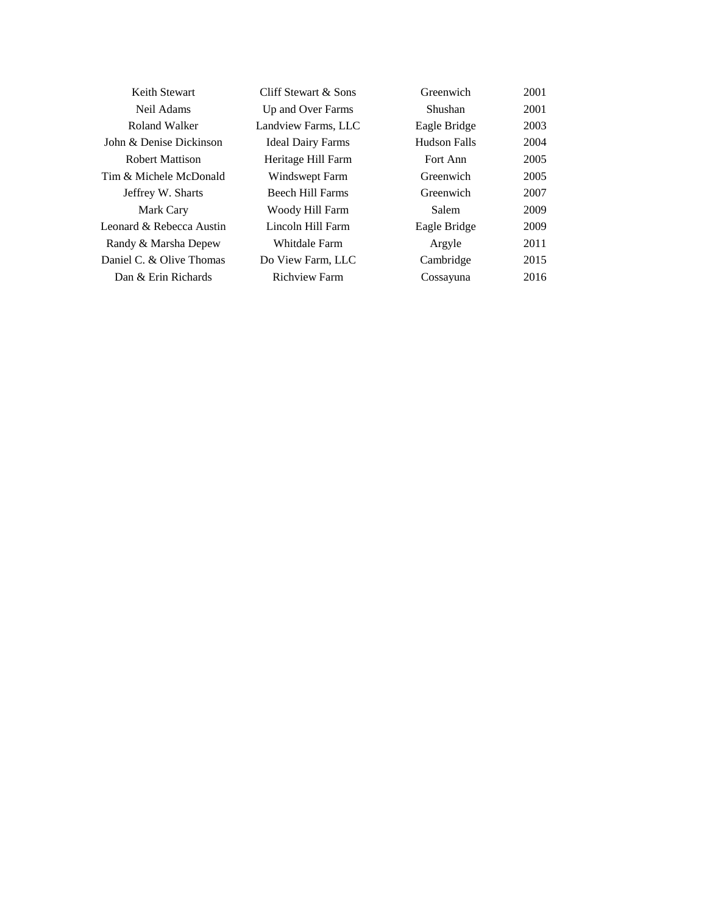| | | | |
|---|---|---|---|
| Keith Stewart | Cliff Stewart & Sons | Greenwich | 2001 |
| Neil Adams | Up and Over Farms | Shushan | 2001 |
| Roland Walker | Landview Farms, LLC | Eagle Bridge | 2003 |
| John & Denise Dickinson | Ideal Dairy Farms | Hudson Falls | 2004 |
| Robert Mattison | Heritage Hill Farm | Fort Ann | 2005 |
| Tim & Michele McDonald | Windswept Farm | Greenwich | 2005 |
| Jeffrey W. Sharts | Beech Hill Farms | Greenwich | 2007 |
| Mark Cary | Woody Hill Farm | Salem | 2009 |
| Leonard & Rebecca Austin | Lincoln Hill Farm | Eagle Bridge | 2009 |
| Randy & Marsha Depew | Whitdale Farm | Argyle | 2011 |
| Daniel C. & Olive Thomas | Do View Farm, LLC | Cambridge | 2015 |
| Dan & Erin Richards | Richview Farm | Cossayuna | 2016 |